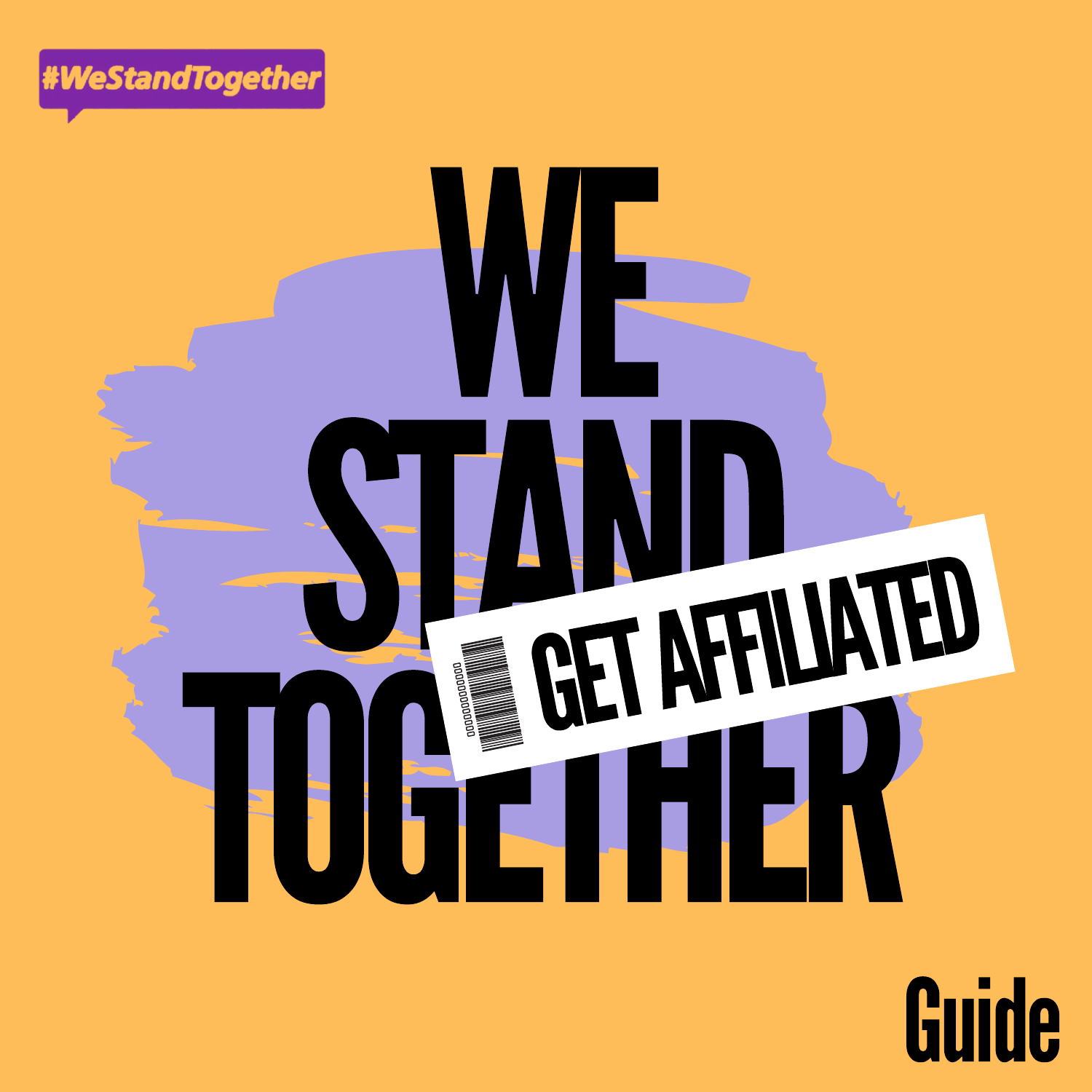#WeStandTogether

# WE STAND TOGETHER

GET AFFILIATED

Guide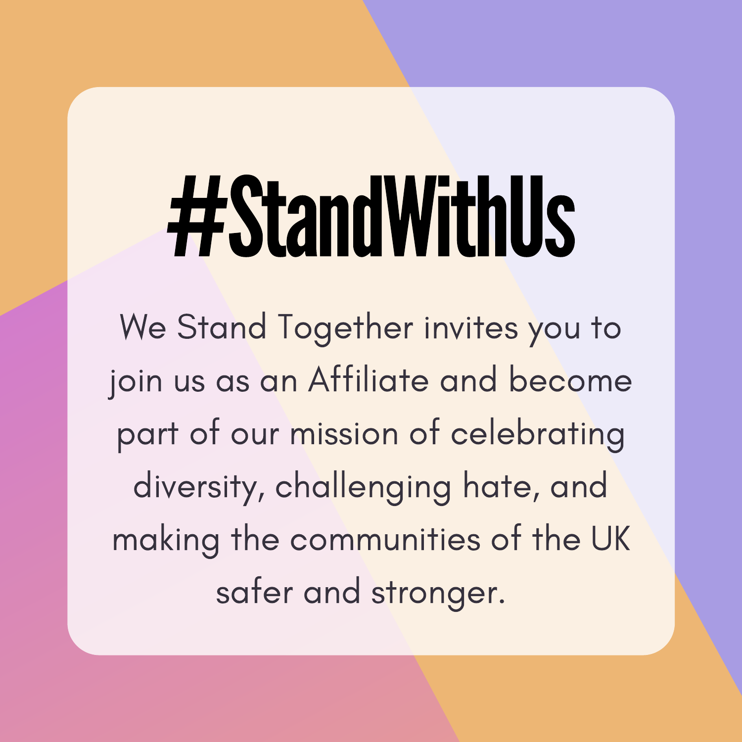# #StandWithUs

We Stand Together invites you to join us as an Affiliate and become part of our mission of celebrating diversity, challenging hate, and making the communities of the UK safer and stronger.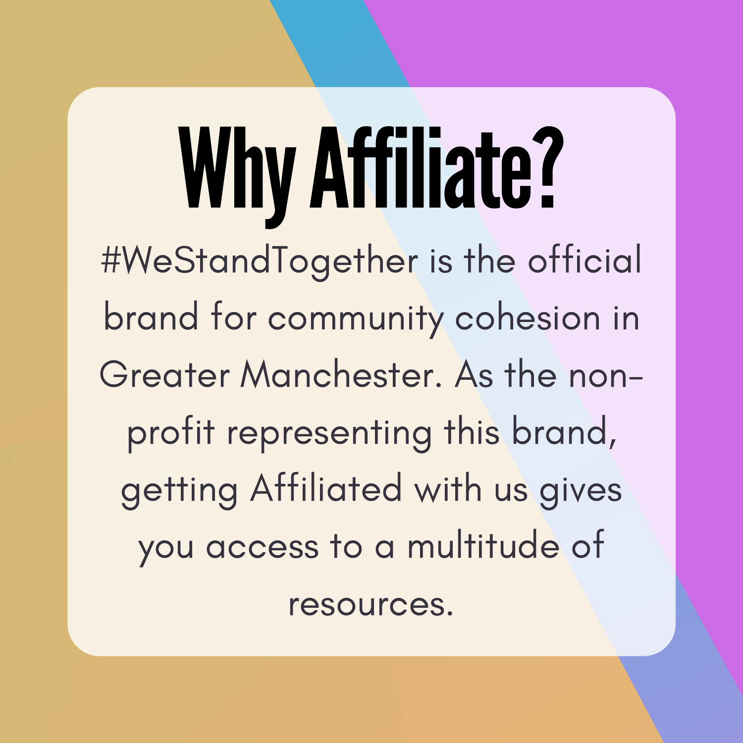# Why Affiliate?

#WeStandTogether is the official brand for community cohesion in Greater Manchester. As the non-profit representing this brand, getting Affiliated with us gives you access to a multitude of resources.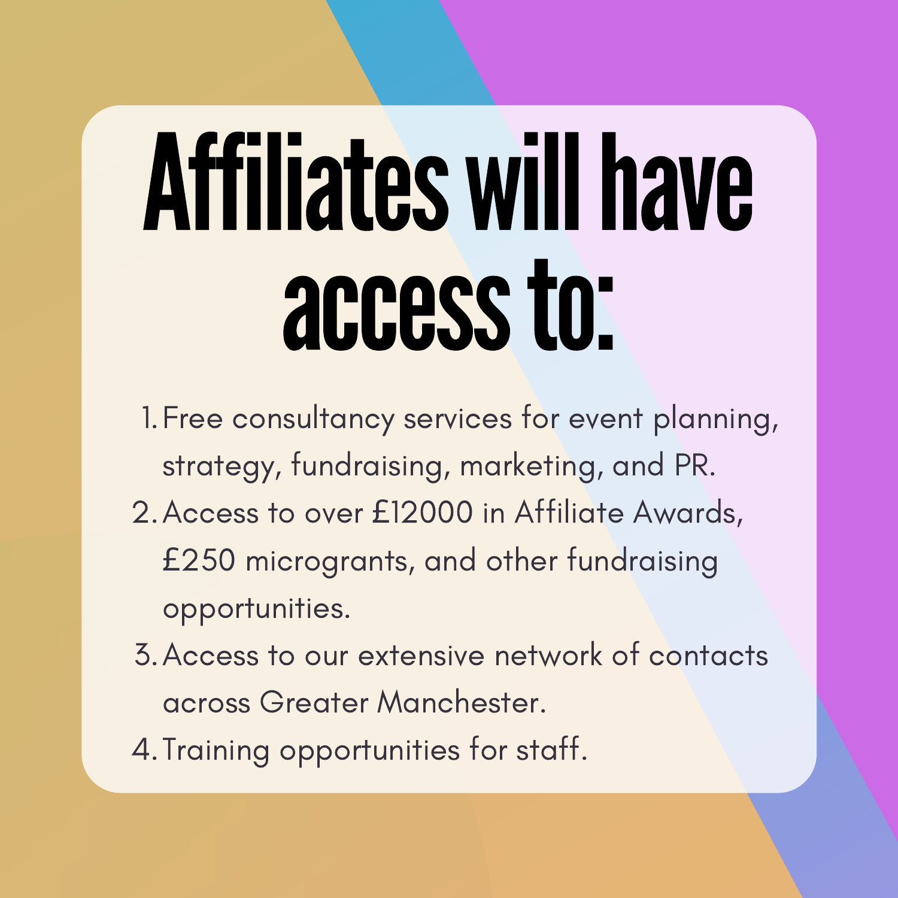# Affiliates will have access to:

1. Free consultancy services for event planning, strategy, fundraising, marketing, and PR.
2. Access to over £12000 in Affiliate Awards, £250 microgrants, and other fundraising opportunities.
3. Access to our extensive network of contacts across Greater Manchester.
4. Training opportunities for staff.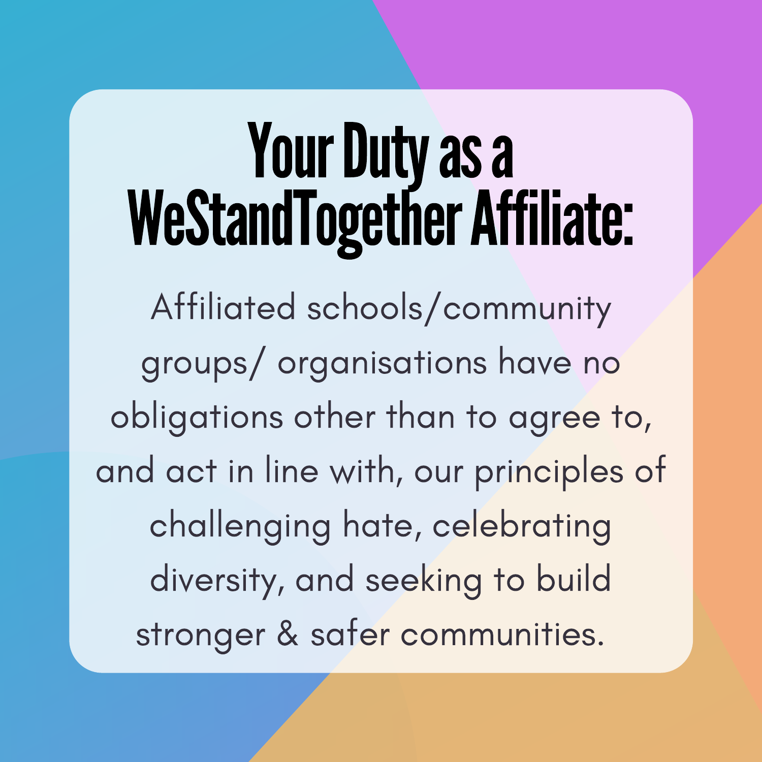# Your Duty as a WeStandTogether Affiliate:

Affiliated schools/community groups/ organisations have no obligations other than to agree to, and act in line with, our principles of challenging hate, celebrating diversity, and seeking to build stronger & safer communities.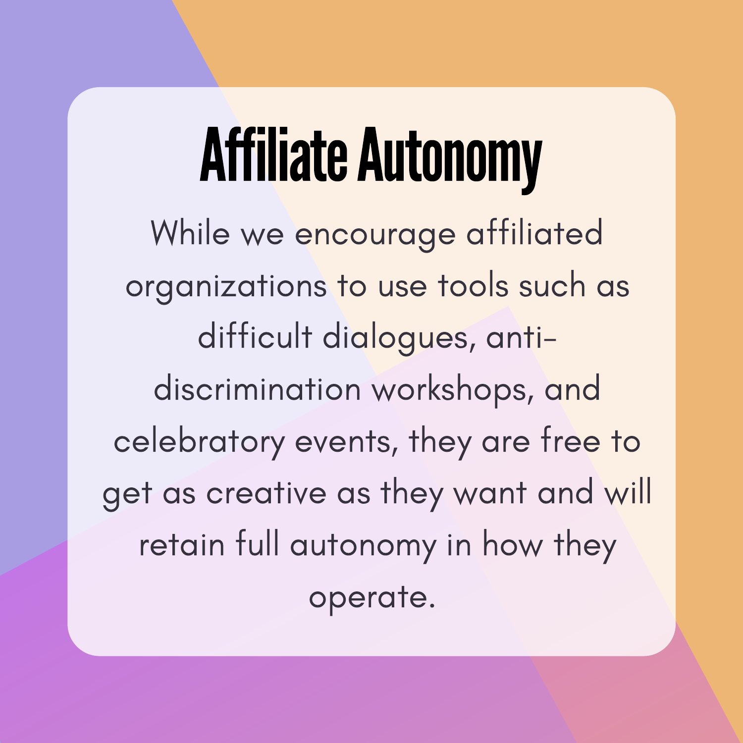# Affiliate Autonomy

While we encourage affiliated organizations to use tools such as difficult dialogues, anti-discrimination workshops, and celebratory events, they are free to get as creative as they want and will retain full autonomy in how they operate.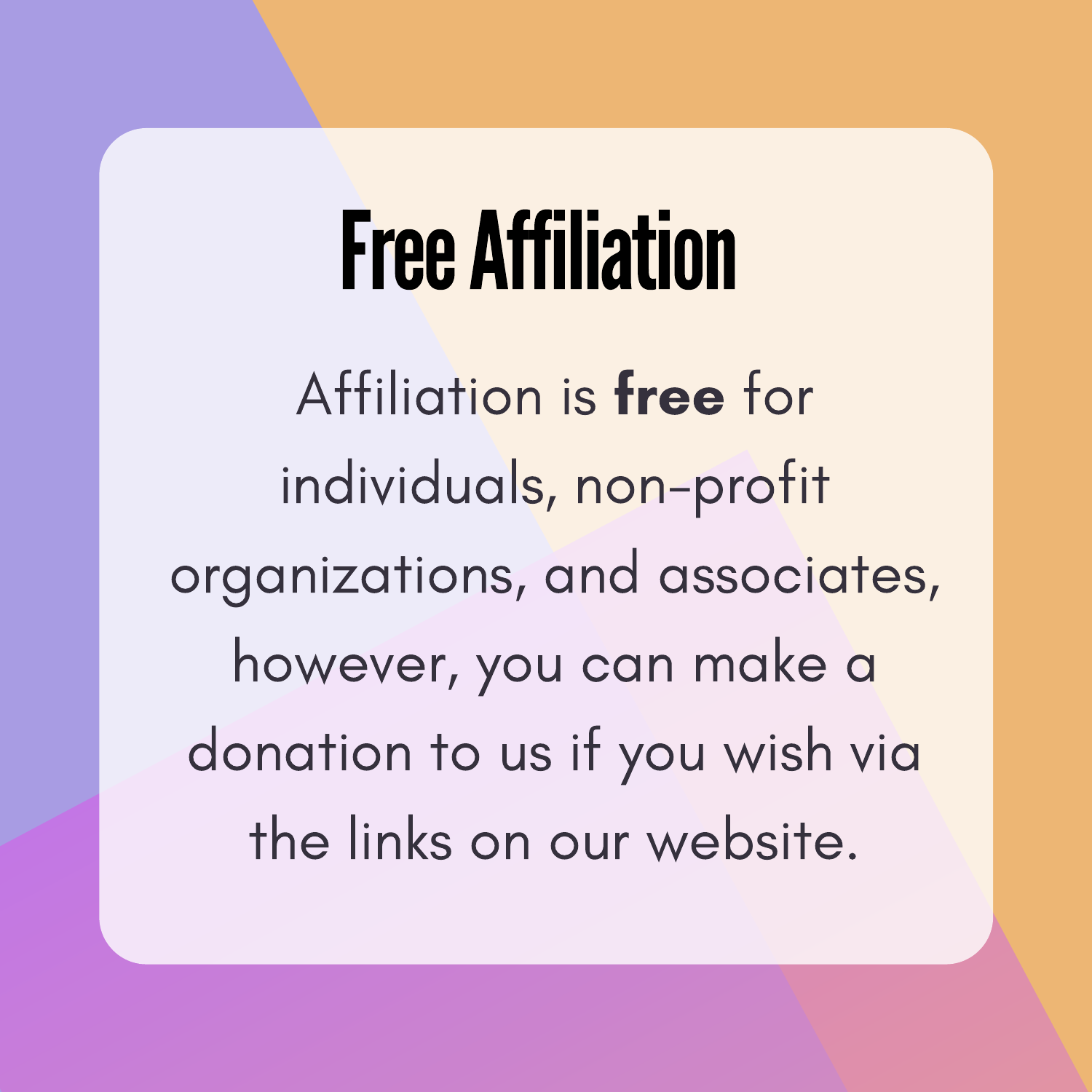# Free Affiliation

Affiliation is **free** for individuals, non-profit organizations, and associates, however, you can make a donation to us if you wish via the links on our website.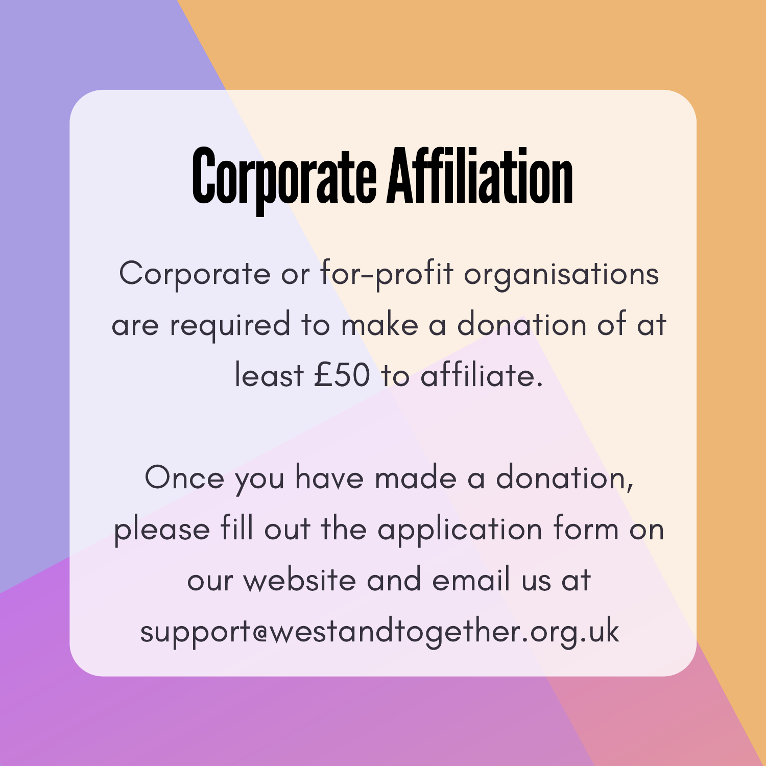# Corporate Affiliation

Corporate or for-profit organisations are required to make a donation of at least £50 to affiliate.

Once you have made a donation, please fill out the application form on our website and email us at support@westandtogether.org.uk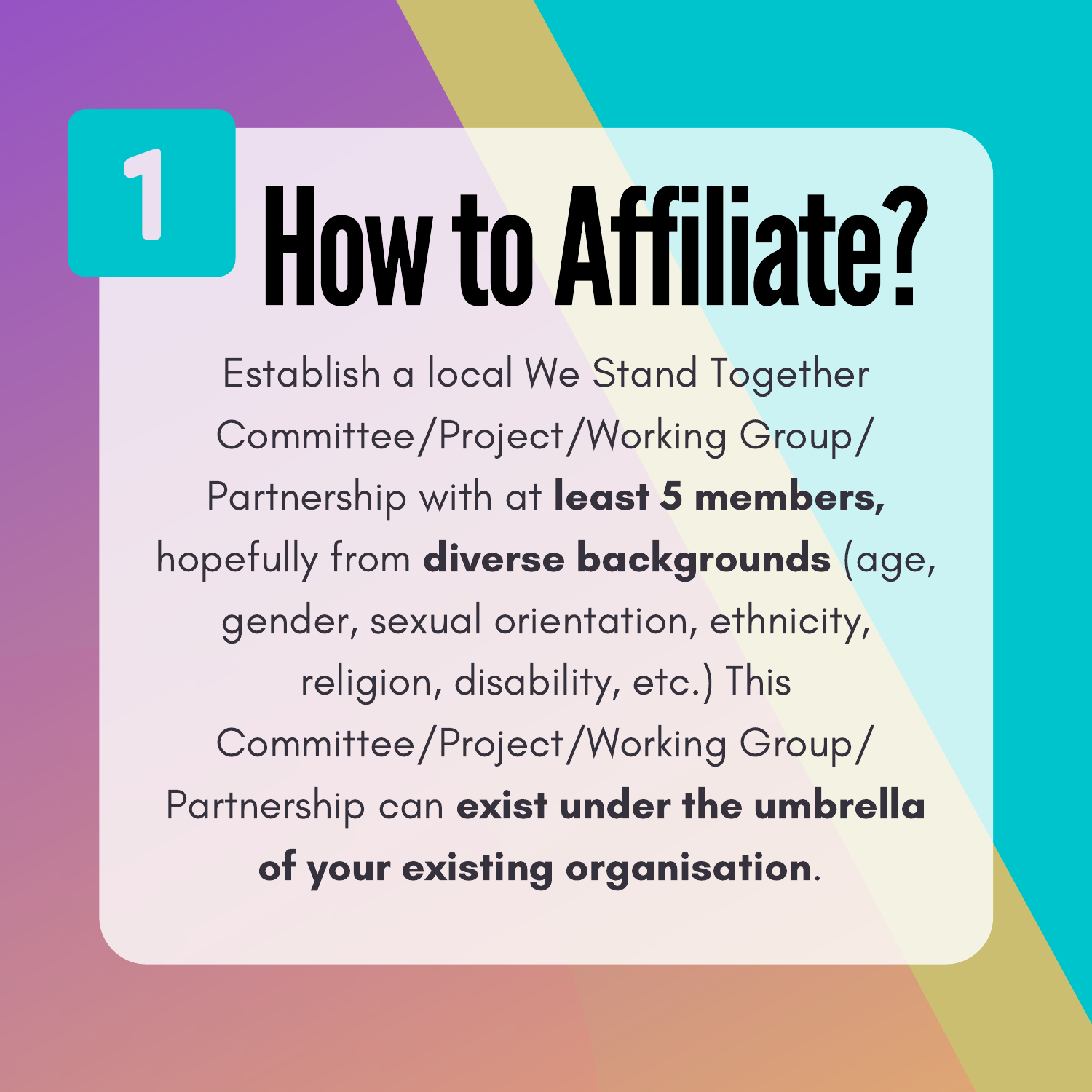# 1 How to Affiliate?

Establish a local We Stand Together Committee/Project/Working Group/ Partnership with at **least 5 members,** hopefully from **diverse backgrounds** (age, gender, sexual orientation, ethnicity, religion, disability, etc.) This Committee/Project/Working Group/ Partnership can **exist under the umbrella of your existing organisation**.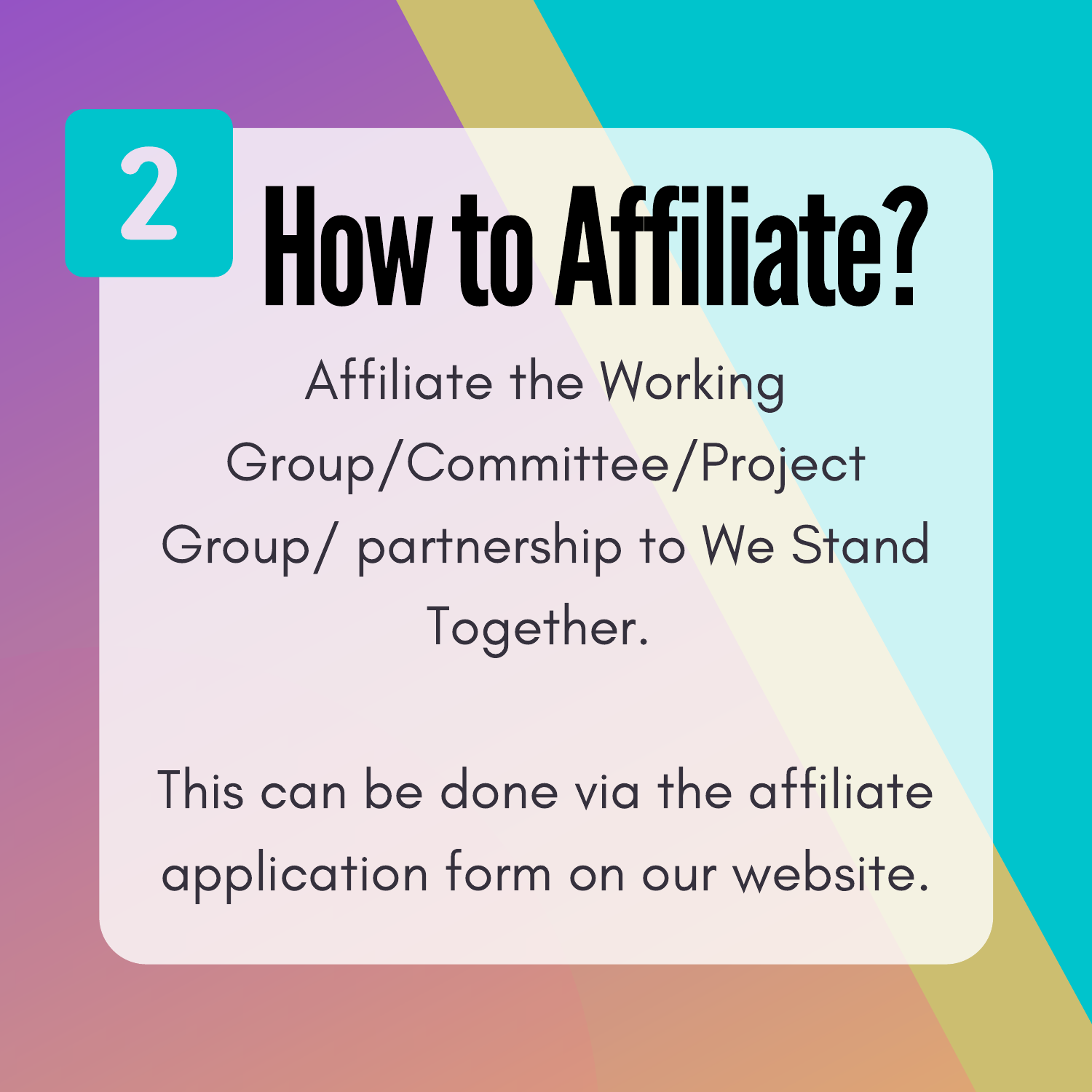# 2 How to Affiliate?

Affiliate the Working Group/Committee/Project Group/ partnership to We Stand Together.

This can be done via the affiliate application form on our website.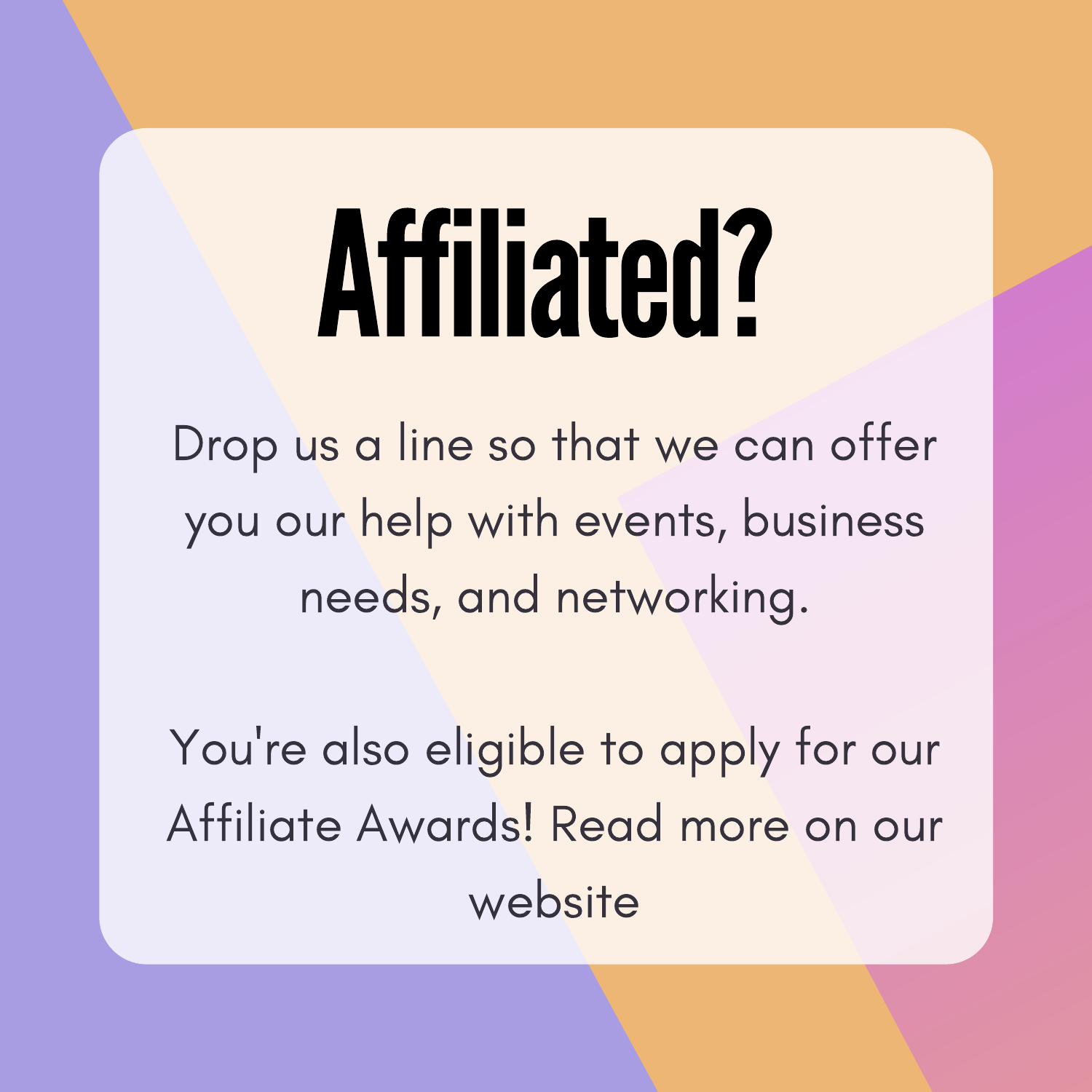# Affiliated?

Drop us a line so that we can offer you our help with events, business needs, and networking.

You're also eligible to apply for our Affiliate Awards! Read more on our website